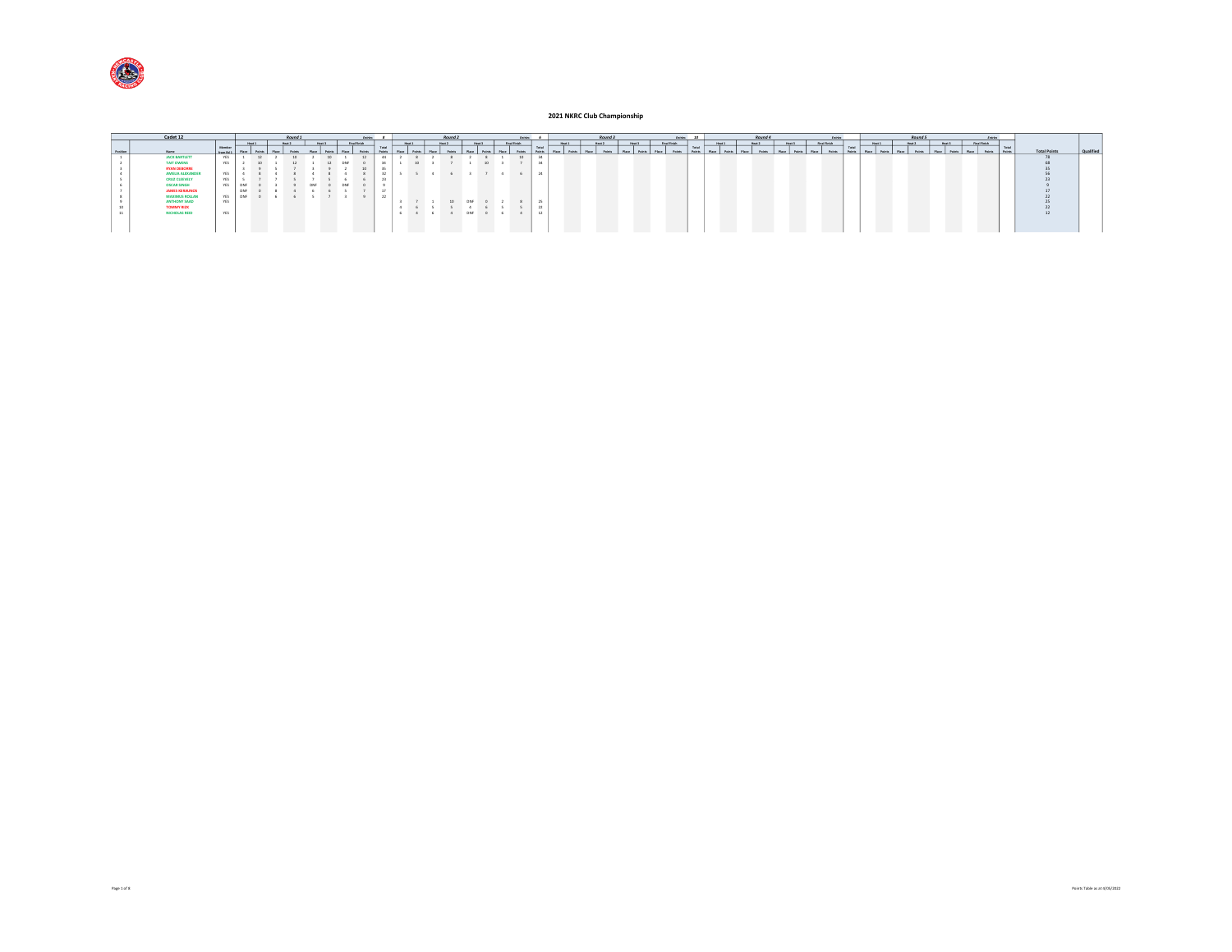# 2021 NKRC Club Championship

| Cadet 12 | | | Round 1 | | | | | | | Entries | 8 | Round 2 | | | | | | | Entries | 6 | Round 3 | | | | | | | Entries | 10 | Round 4 | | | | | | | Entries | | Round 5 | | | | | | | Entries | | | |
|---|---|---|---|---|---|---|---|---|---|---|---|---|---|---|---|---|---|---|---|---|---|---|---|---|---|---|---|---|---|---|---|---|---|---|---|---|---|---|---|---|---|---|---|---|---|---|---|---|---|
| | | | Heat 1 | | Heat 2 | | Heat 3 | | Final Finish | | | Heat 1 | | Heat 2 | | Heat 3 | | Final Finish | | | Heat 1 | | Heat 2 | | Heat 3 | | Final Finish | | | Heat 1 | | Heat 2 | | Heat 3 | | Final Finish | | | Heat 1 | | Heat 2 | | Heat 3 | | Final Finish | | | | |
| Position | Name | Member from Rd 1 | Place | Points | Place | Points | Place | Points | Place | Points | Total Points | Place | Points | Place | Points | Place | Points | Place | Points | Total Points | Place | Points | Place | Points | Place | Points | Place | Points | Total Points | Place | Points | Place | Points | Place | Points | Place | Points | Total Points | Place | Points | Place | Points | Place | Points | Place | Points | Total Points | Total Points | Qualified |
| 1 | JACK BARTLETT | YES | 1 | 12 | 2 | 10 | 2 | 10 | 1 | 12 | 44 | 2 | 8 | 2 | 8 | 2 | 8 | 1 | 10 | 34 | | | | | | | | | | | | | | | | | | | | | | | | | | | | 78 | |
| 2 | TAY OWENS | YES | 2 | 10 | 1 | 12 | 1 | 12 | DNF | 0 | 34 | 1 | 10 | 3 | 7 | 1 | 10 | 3 | 7 | 34 | | | | | | | | | | | | | | | | | | | | | | | | | | | | 68 | |
| 3 | RYAN OSBORNE | | 3 | 9 | 5 | 7 | 3 | 9 | 2 | 10 | 35 | | | | | | | | | | | | | | | | | | | | | | | | | | | | | | | | | | | | | 35 | |
| 4 | AMELIA ALEXANDER | YES | 4 | 8 | 4 | 8 | 4 | 8 | 4 | 8 | 32 | 5 | 5 | 4 | 6 | 3 | 7 | 4 | 6 | 24 | | | | | | | | | | | | | | | | | | | | | | | | | | | | 56 | |
| 5 | CRUZ CLEMSLY | YES | 5 | 7 | 7 | 5 | 7 | 5 | 6 | 6 | 23 | | | | | | | | | | | | | | | | | | | | | | | | | | | | | | | | | | | | | 23 | |
| 6 | OSCAR SINGH | YES | DNF | 0 | 3 | 9 | DNF | 0 | DNF | 0 | 9 | | | | | | | | | | | | | | | | | | | | | | | | | | | | | | | | | | | | | 9 | |
| 7 | JAMES KERMANOS | | DNF | 0 | 8 | 4 | 6 | 6 | 5 | 7 | 17 | | | | | | | | | | | | | | | | | | | | | | | | | | | | | | | | | | | | | 17 | |
| 8 | MAXIMUS ROLLAN | YES | DNF | 0 | 6 | 6 | 5 | 7 | 3 | 9 | 22 | | | | | | | | | | | | | | | | | | | | | | | | | | | | | | | | | | | | | 22 | |
| 9 | ANTHONY SAAD | YES | | | | | | | | | | 3 | 7 | 1 | 10 | DNF | 0 | 2 | 8 | 25 | | | | | | | | | | | | | | | | | | | | | | | | | | | | 25 | |
| 10 | TOMMY ROX | | | | | | | | | | | 4 | 6 | 5 | 5 | 4 | 6 | 5 | 5 | 22 | | | | | | | | | | | | | | | | | | | | | | | | | | | | 22 | |
| 11 | NICHOLAS REID | YES | | | | | | | | | | 6 | 4 | 6 | 4 | DNF | 0 | 6 | 4 | 12 | | | | | | | | | | | | | | | | | | | | | | | | | | | | 12 | |

Points Table as at 4/05/2022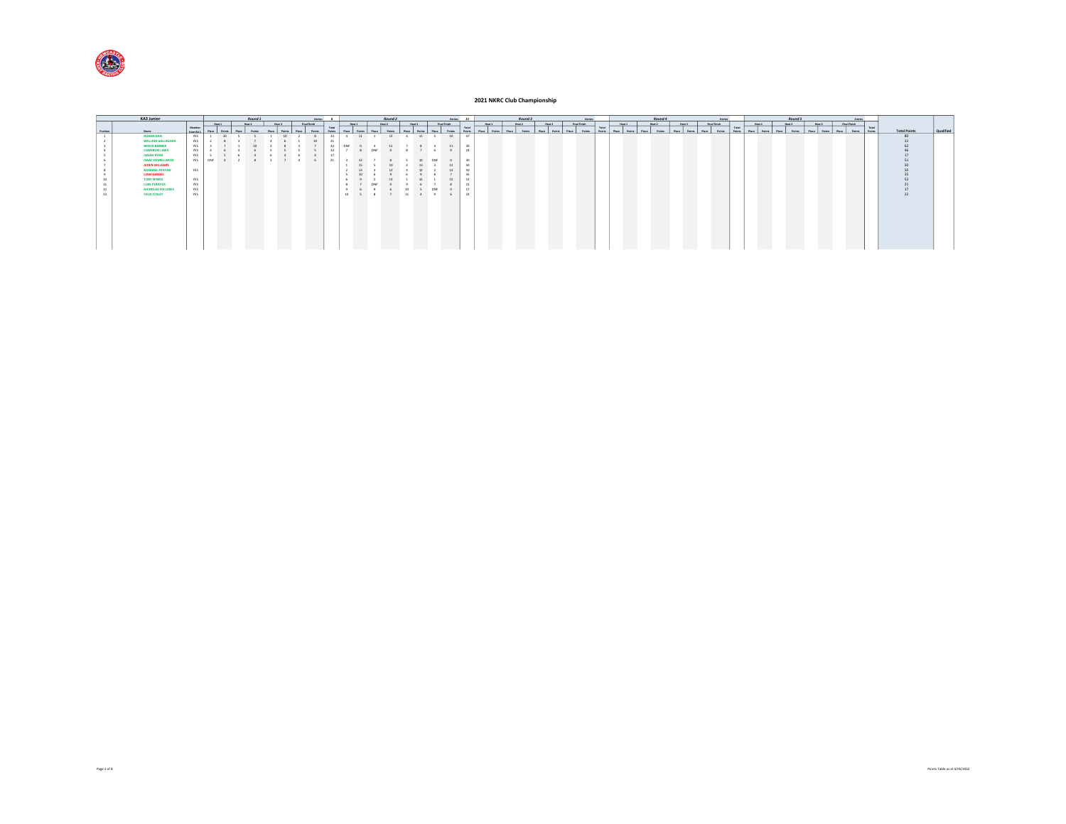## 2021 NKRC Club Championship

| KA3 Junior | | | Round 1 | | | | | | | Entries | 6 | Round 2 | | | | | | | Entries | 11 | Round 3 | | | | | | | Entries | | Round 4 | | | | | | | Entries | | Round 5 | | | | | | | Entries | | | |
|---|---|---|---|---|---|---|---|---|---|---|---|---|---|---|---|---|---|---|---|---|---|---|---|---|---|---|---|---|---|---|---|---|---|---|---|---|---|---|---|---|---|---|---|---|---|---|---|---|---|
| | | | Heat 1 | | Heat 2 | | Heat 3 | | Final Finish | | | Heat 1 | | Heat 2 | | Heat 3 | | Final Finish | | | Heat 1 | | Heat 2 | | Heat 3 | | Final Finish | | | Heat 1 | | Heat 2 | | Heat 3 | | Final Finish | | | Heat 1 | | Heat 2 | | Heat 3 | | Final Finish | | | | |
| Position | Name | Member from Rd 1 | Place | Points | Place | Points | Place | Points | Place | Points | Total Points | Place | Points | Place | Points | Place | Points | Place | Points | Total Points | Place | Points | Place | Points | Place | Points | Place | Points | Total Points | Place | Points | Place | Points | Place | Points | Place | Points | Total Points | Place | Points | Place | Points | Place | Points | Place | Points | Total Points | Total Points | Qualified |
| 1 | RUBAN DAS | YES | 1 | 10 | 5 | 5 | 1 | 10 | 2 | 8 | 33 | 4 | 11 | 1 | 15 | 4 | 11 | 5 | 10 | 47 | | | | | | | | | | | | | | | | | | | | | | | | | | | | 80 | |
| 2 | WILLIAM GALLAGHER | YES | 2 | 8 | 3 | 7 | 4 | 6 | 1 | 10 | 31 | | | | | | | | | | | | | | | | | | | | | | | | | | | | | | | | | | | | | 31 | |
| 3 | BROCK BARBER | YES | 3 | 7 | 1 | 10 | 2 | 8 | 3 | 7 | 32 | DNF | 0 | 4 | 11 | 7 | 8 | 4 | 11 | 30 | | | | | | | | | | | | | | | | | | | | | | | | | | | | 62 | |
| 4 | CAMERON LAWS | YES | 4 | 6 | 4 | 6 | 5 | 5 | 5 | 5 | 22 | 7 | 8 | DNF | 0 | 8 | 7 | 6 | 9 | 24 | | | | | | | | | | | | | | | | | | | | | | | | | | | | 46 | |
| 5 | ISAIAH RYAN | YES | 5 | 5 | 6 | 4 | 6 | 4 | 6 | 4 | 17 | | | | | | | | | | | | | | | | | | | | | | | | | | | | | | | | | | | | | 17 | |
| 6 | ISAAC DOMELWEEK | YES | DNF | 0 | 2 | 8 | 3 | 7 | 4 | 6 | 21 | 3 | 12 | 7 | 8 | 5 | 10 | DNF | 0 | 30 | | | | | | | | | | | | | | | | | | | | | | | | | | | | 51 | |
| 7 | AIDEN WILLIAMS | | | | | | | | | | | 1 | 15 | 5 | 10 | 2 | 13 | 3 | 12 | 50 | | | | | | | | | | | | | | | | | | | | | | | | | | | | 50 | |
| 8 | MANNAL ATAYAN | YES | | | | | | | | | | 2 | 13 | 3 | 12 | 3 | 12 | 2 | 13 | 50 | | | | | | | | | | | | | | | | | | | | | | | | | | | | 50 | |
| 9 | LIAM GERGES | | | | | | | | | | | 5 | 10 | 6 | 9 | 6 | 9 | 8 | 7 | 35 | | | | | | | | | | | | | | | | | | | | | | | | | | | | 35 | |
| 10 | TOBY SPINKS | YES | | | | | | | | | | 6 | 9 | 2 | 13 | 1 | 15 | 1 | 15 | 52 | | | | | | | | | | | | | | | | | | | | | | | | | | | | 52 | |
| 11 | LUKE PUDDICK | YES | | | | | | | | | | 8 | 7 | DNF | 0 | 9 | 6 | 7 | 8 | 21 | | | | | | | | | | | | | | | | | | | | | | | | | | | | 21 | |
| 12 | NICHOLAS FOLLORES | YES | | | | | | | | | | 9 | 6 | 9 | 6 | 10 | 5 | DNF | 0 | 17 | | | | | | | | | | | | | | | | | | | | | | | | | | | | 17 | |
| 13 | FELIX STALEY | YES | | | | | | | | | | 10 | 5 | 8 | 7 | 11 | 4 | 9 | 6 | 22 | | | | | | | | | | | | | | | | | | | | | | | | | | | | 22 | |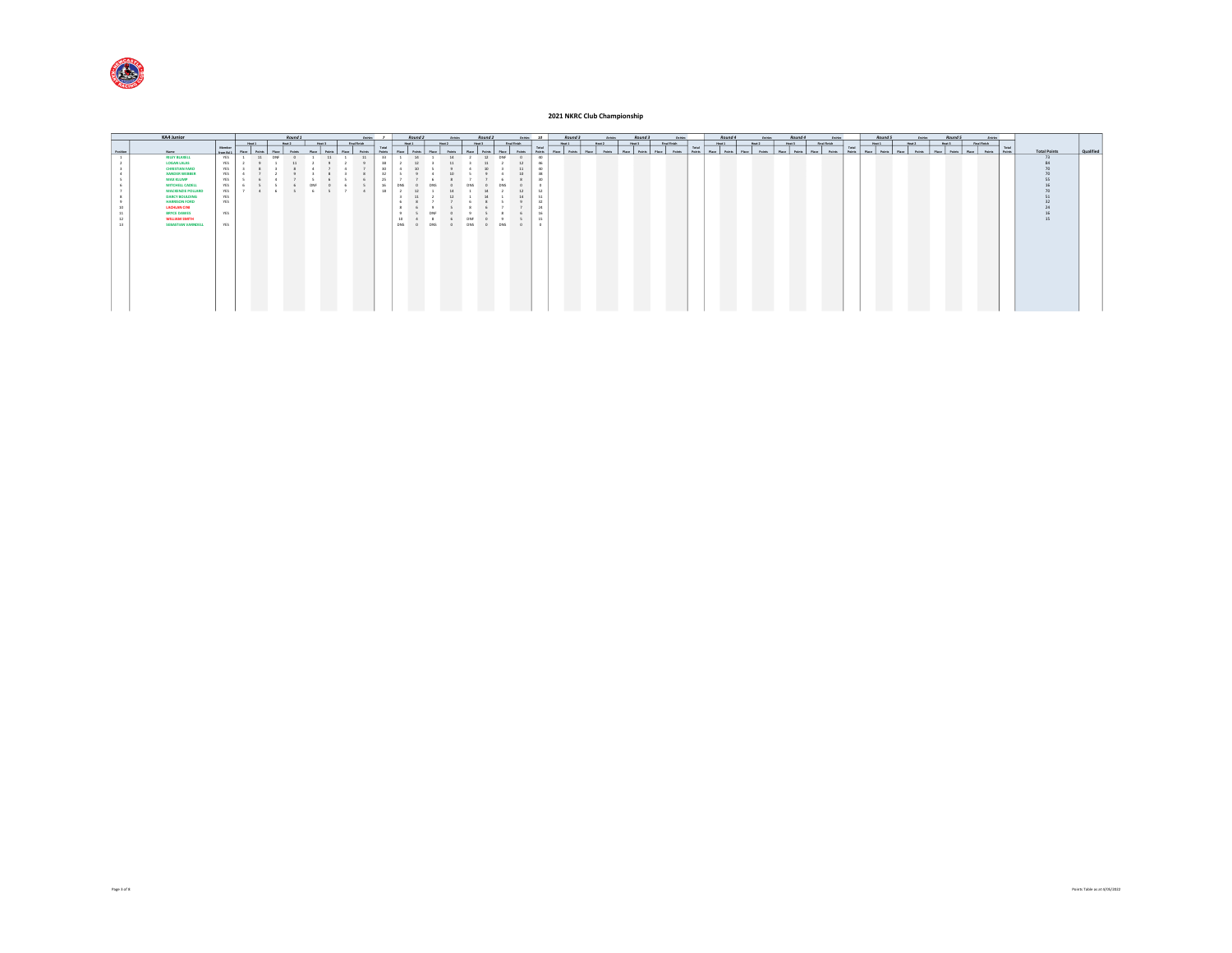## 2021 NKRC Club Championship

| KA4 Junior | | | Round 1 | | | | | | | | | Round 2 | | | | | | | | | Round 3 | | | | | | | | | Round 4 | | | | | | | | | Round 5 | | | | | | | | | | |
|---|---|---|---|---|---|---|---|---|---|---|---|---|---|---|---|---|---|---|---|---|---|---|---|---|---|---|---|---|---|---|---|---|---|---|---|---|---|---|---|---|---|---|---|---|---|---|---|---|---|
| | | | Entries 7 | | | | | | | | | Entries 10 | | | | | | | | | Entries | | | | | | | | | Entries | | | | | | | | | Entries | | | | | | | | | | |
| | | | Heat 1 | | Heat 2 | | Heat 3 | | Final Finish | | | Heat 1 | | Heat 2 | | Heat 3 | | Final Finish | | | Heat 1 | | Heat 2 | | Heat 3 | | Final Finish | | | Heat 1 | | Heat 2 | | Heat 3 | | Final Finish | | | Heat 1 | | Heat 2 | | Heat 3 | | Final Finish | | | | |
| Position | Name | Member from Rd 1 | Place | Points | Place | Points | Place | Points | Place | Points | Total Points | Place | Points | Place | Points | Place | Points | Place | Points | Total Points | Place | Points | Place | Points | Place | Points | Place | Points | Total Points | Place | Points | Place | Points | Place | Points | Place | Points | Total Points | Place | Points | Place | Points | Place | Points | Place | Points | Total Points | Total Points | Qualified |
| 1 | RILEY BLASELL | YES | 1 | 11 | DNF | 0 | 1 | 11 | 1 | 11 | 33 | 1 | 14 | 1 | 14 | 2 | 12 | DNF | 0 | 40 | | | | | | | | | | | | | | | | | | | | | | | | | | | | 73 | |
| 2 | LOGAN LILLAS | YES | 2 | 9 | 1 | 11 | 2 | 9 | 2 | 9 | 38 | 2 | 12 | 3 | 11 | 3 | 11 | 2 | 12 | 46 | | | | | | | | | | | | | | | | | | | | | | | | | | | | 84 | |
| 3 | CHRISTIAN FARO | YES | 3 | 8 | 3 | 8 | 4 | 7 | 4 | 7 | 30 | 4 | 10 | 5 | 9 | 4 | 10 | 3 | 11 | 40 | | | | | | | | | | | | | | | | | | | | | | | | | | | | 70 | |
| 4 | KENDRIK WEBBER | YES | 4 | 7 | 2 | 9 | 3 | 8 | 3 | 8 | 32 | 5 | 9 | 4 | 10 | 5 | 9 | 4 | 10 | 38 | | | | | | | | | | | | | | | | | | | | | | | | | | | | 70 | |
| 5 | MAX KLUMP | YES | 5 | 6 | 4 | 7 | 5 | 6 | 5 | 6 | 25 | 7 | 7 | 6 | 8 | 7 | 7 | 6 | 8 | 30 | | | | | | | | | | | | | | | | | | | | | | | | | | | | 55 | |
| 6 | MITCHELL CARGILL | YES | 6 | 5 | 5 | 6 | DNF | 0 | 6 | 5 | 16 | DNS | 0 | DNS | 0 | DNS | 0 | DNS | 0 | 0 | | | | | | | | | | | | | | | | | | | | | | | | | | | | 16 | |
| 7 | MACKENZIE POLLARD | YES | 7 | 4 | 6 | 5 | 6 | 5 | 7 | 4 | 18 | 2 | 12 | 1 | 14 | 1 | 14 | 2 | 12 | 52 | | | | | | | | | | | | | | | | | | | | | | | | | | | | 70 | |
| 8 | DARCY BOLDING | YES | | | | | | | | | | 3 | 11 | 2 | 12 | 1 | 14 | 1 | 14 | 51 | | | | | | | | | | | | | | | | | | | | | | | | | | | | 51 | |
| 9 | HARRISON FORD | YES | | | | | | | | | | 6 | 8 | 7 | 7 | 6 | 8 | 5 | 9 | 32 | | | | | | | | | | | | | | | | | | | | | | | | | | | | 32 | |
| 10 | LACHLAN ERB | | | | | | | | | | | 8 | 6 | 8 | 5 | 8 | 6 | 7 | 7 | 24 | | | | | | | | | | | | | | | | | | | | | | | | | | | | 24 | |
| 11 | BRYCE DAWES | YES | | | | | | | | | | 9 | 5 | DNF | 0 | 9 | 5 | 8 | 6 | 16 | | | | | | | | | | | | | | | | | | | | | | | | | | | | 16 | |
| 12 | WILLIAM SMITH | | | | | | | | | | | 10 | 4 | 8 | 6 | DNF | 0 | 9 | 5 | 15 | | | | | | | | | | | | | | | | | | | | | | | | | | | | 15 | |
| 13 | SEBASTIAN VANNOEL | YES | | | | | | | | | | DNS | 0 | DNS | 0 | DNS | 0 | DNS | 0 | 0 | | | | | | | | | | | | | | | | | | | | | | | | | | | | | |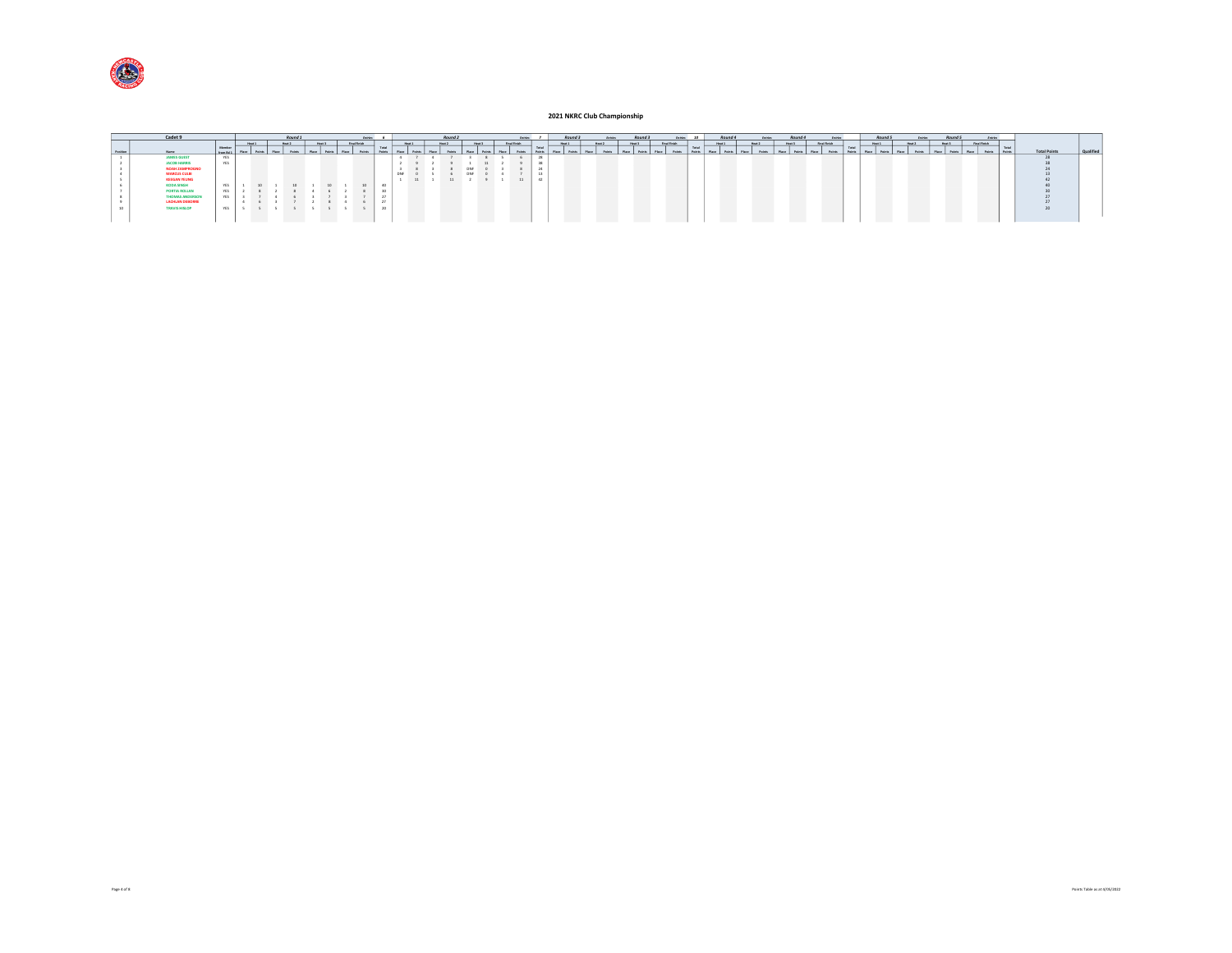# 2021 NKRC Club Championship

| Cadet 9 | | | Round 1 | | | | | | | Entries | 6 | Round 2 | | | | | | | Entries | 7 | Round 3 | | | | | | | Entries | 10 | Round 4 | | | | | | | Entries | | Round 5 | | | | | | | Entries | | | |
|---|---|---|---|---|---|---|---|---|---|---|---|---|---|---|---|---|---|---|---|---|---|---|---|---|---|---|---|---|---|---|---|---|---|---|---|---|---|---|---|---|---|---|---|---|---|---|---|---|---|
| | | | Heat 1 | | Heat 2 | | Heat 3 | | Final Finish | | | Heat 1 | | Heat 2 | | Heat 3 | | Final Finish | | | Heat 1 | | Heat 2 | | Heat 3 | | Final Finish | | | Heat 1 | | Heat 2 | | Heat 3 | | Final Finish | | | Heat 1 | | Heat 2 | | Heat 3 | | Final Finish | | | | |
| Position | Name | Member from Rd 1 | Place | Points | Place | Points | Place | Points | Place | Points | Total Points | Place | Points | Place | Points | Place | Points | Place | Points | Total Points | Place | Points | Place | Points | Place | Points | Place | Points | Total Points | Place | Points | Place | Points | Place | Points | Place | Points | Total Points | Place | Points | Place | Points | Place | Points | Place | Points | Total Points | Total Points | Qualified |
| 1 | JAMES GUEST | YES | | | | | | | | | | 4 | 7 | 4 | 7 | 3 | 8 | 5 | 6 | 28 | | | | | | | | | | | | | | | | | | | | | | | | | | | | 28 | |
| 2 | JACOB HARRIS | YES | | | | | | | | | | 2 | 9 | 2 | 9 | 1 | 11 | 2 | 9 | 38 | | | | | | | | | | | | | | | | | | | | | | | | | | | | 38 | |
| 3 | NOAH ZAMPROGNO | | | | | | | | | | | 3 | 8 | 3 | 8 | DNF | 0 | 3 | 8 | 24 | | | | | | | | | | | | | | | | | | | | | | | | | | | | 24 | |
| 4 | MARCUS CLUB | | | | | | | | | | | DNF | 0 | 5 | 6 | DNF | 0 | 4 | 7 | 13 | | | | | | | | | | | | | | | | | | | | | | | | | | | | 13 | |
| 5 | KEEGAN YEUNG | | | | | | | | | | | 1 | 11 | 1 | 11 | 2 | 9 | 1 | 11 | 42 | | | | | | | | | | | | | | | | | | | | | | | | | | | | 42 | |
| 6 | KODA SINGH | YES | 1 | 10 | 1 | 10 | 1 | 10 | 1 | 10 | 40 | | | | | | | | | | | | | | | | | | | | | | | | | | | | | | | | | | | | | 40 | |
| 7 | PORTIA ROLLAN | YES | 2 | 8 | 2 | 8 | 4 | 6 | 2 | 8 | 30 | | | | | | | | | | | | | | | | | | | | | | | | | | | | | | | | | | | | | 30 | |
| 8 | THOMAS ANDERSON | YES | 3 | 7 | 4 | 6 | 3 | 7 | 3 | 7 | 27 | | | | | | | | | | | | | | | | | | | | | | | | | | | | | | | | | | | | | 27 | |
| 9 | LACHLAN OSBORNE | | 4 | 6 | 3 | 7 | 2 | 8 | 4 | 6 | 27 | | | | | | | | | | | | | | | | | | | | | | | | | | | | | | | | | | | | | 27 | |
| 10 | TRAVIS HISLOP | YES | 5 | 5 | 5 | 5 | 5 | 5 | 5 | 5 | 20 | | | | | | | | | | | | | | | | | | | | | | | | | | | | | | | | | | | | | 20 | |

Points Table as at 4/05/2022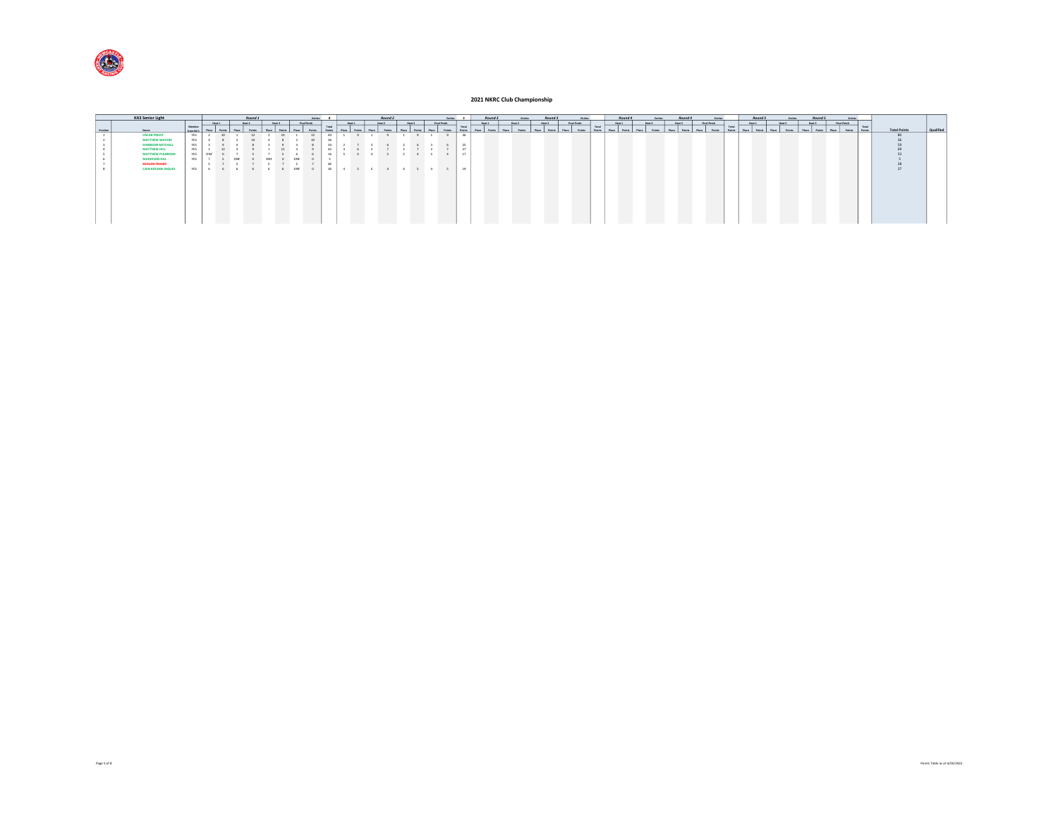# 2021 NKRC Club Championship

| Position | KA3 Senior Light Name | Member from Rd 1 | R1 Heat 1 Place | R1 Heat 1 Points | R1 Heat 2 Place | R1 Heat 2 Points | R1 Heat 3 Place | R1 Heat 3 Points | R1 Final Finish Place | R1 Final Finish Points | R1 Total Points | R2 Heat 1 Place | R2 Heat 1 Points | R2 Heat 2 Place | R2 Heat 2 Points | R2 Heat 3 Place | R2 Heat 3 Points | R2 Final Finish Place | R2 Final Finish Points | R2 Total Points | Total Points | Qualified |
|---|---|---|---|---|---|---|---|---|---|---|---|---|---|---|---|---|---|---|---|---|---|---|
| | | | Entries: 8 | | | | | | | | | Entries: 6 | | | | | | | | | | |
| 1 | OSCAR PRIEST | YES | 2 | 10 | 1 | 12 | 2 | 10 | 1 | 12 | 44 | 1 | 9 | 1 | 9 | 1 | 9 | 1 | 9 | 36 | 80 | |
| 2 | MATTHEW WATERS | YES | 4 | 8 | 2 | 10 | 4 | 8 | 2 | 10 | 36 | | | | | | | | | | 36 | |
| 3 | HARRISON MITCHELL | YES | 3 | 9 | 4 | 8 | 3 | 9 | 4 | 8 | 34 | 2 | 7 | 3 | 6 | 3 | 6 | 3 | 6 | 25 | 59 | |
| 4 | MATTHEW HILL | YES | 1 | 12 | 3 | 9 | 1 | 12 | 3 | 9 | 42 | 3 | 6 | 2 | 7 | 2 | 7 | 2 | 7 | 27 | 69 | |
| 5 | MATTHEW PULBROOK | YES | DNF | 0 | 7 | 5 | 7 | 5 | 6 | 6 | 16 | 5 | 4 | 4 | 5 | 5 | 4 | 5 | 4 | 17 | 33 | |
| 6 | MADDISON HILL | YES | 7 | 5 | DNF | 0 | DNF | 0 | DNF | 0 | 5 | | | | | | | | | | 5 | |
| 7 | KEEGAN FRASER | | 5 | 7 | 5 | 7 | 5 | 7 | 5 | 7 | 28 | | | | | | | | | | 28 | |
| 8 | CAIN KEEGAN JAQUES | YES | 6 | 6 | 6 | 6 | 6 | 6 | DNF | 0 | 18 | 4 | 5 | 5 | 4 | 4 | 5 | 4 | 5 | 19 | 37 | |

Rounds 3, 4 and 5 (Heat 1, Heat 2, Heat 3, Final Finish – Place/Points, Total Points): no results recorded.

Points Table as at 4/05/2022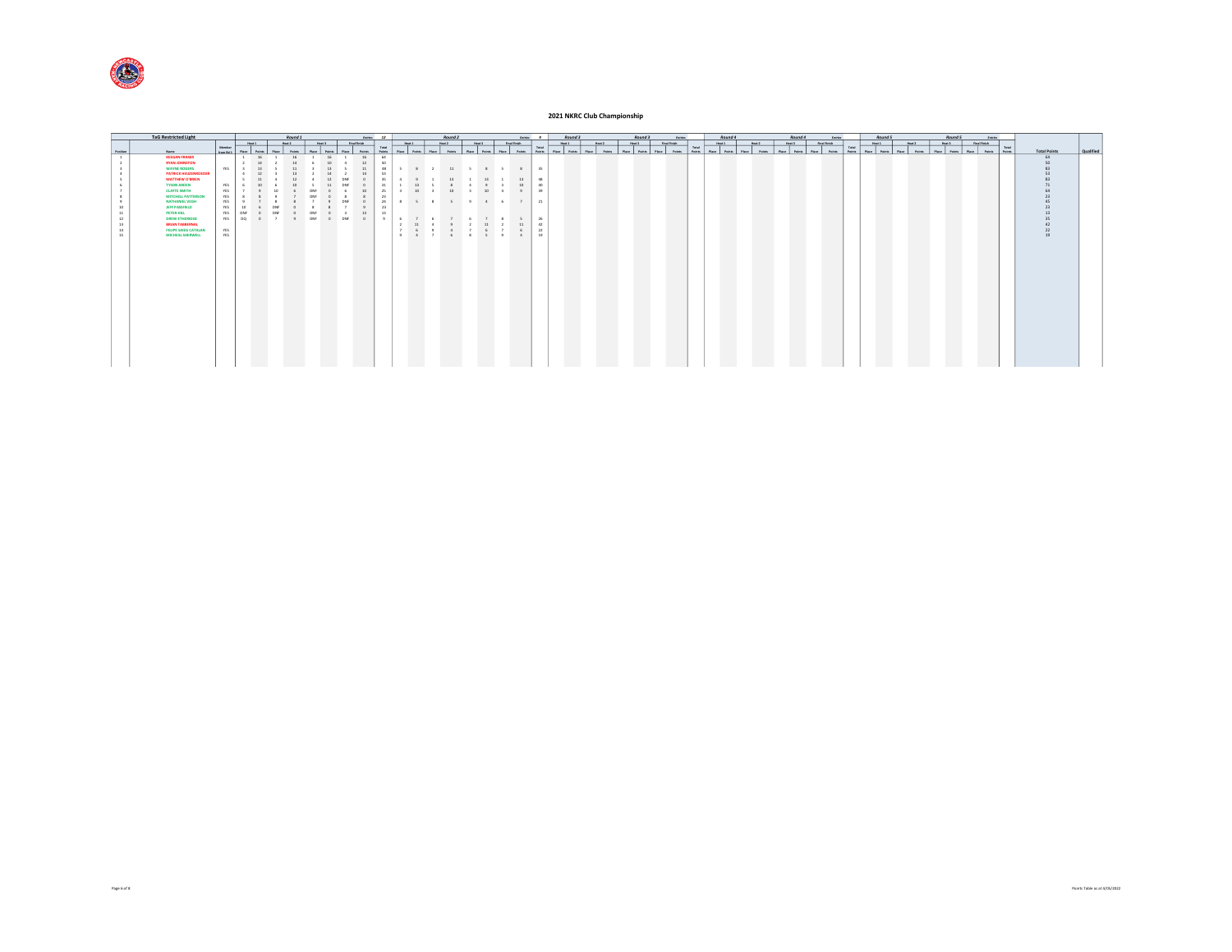# 2021 NKRC Club Championship

## TaG Restricted Light

| Position | Name | Member from Rd 1 | Round 1 (Entries 12) Heat 1 Place | Heat 1 Points | Heat 2 Place | Heat 2 Points | Heat 3 Place | Heat 3 Points | Final Finish Place | Final Finish Points | Total Points | Round 2 (Entries 9) Heat 1 Place | Heat 1 Points | Heat 2 Place | Heat 2 Points | Heat 3 Place | Heat 3 Points | Final Finish Place | Final Finish Points | Total Points | Round 3 Heat 1 Place | Heat 1 Points | Heat 2 Place | Heat 2 Points | Heat 3 Place | Heat 3 Points | Final Finish Place | Final Finish Points | Total Points | Round 4 Heat 1 Place | Heat 1 Points | Heat 2 Place | Heat 2 Points | Heat 3 Place | Heat 3 Points | Final Finish Place | Final Finish Points | Total Points | Round 5 Heat 1 Place | Heat 1 Points | Heat 2 Place | Heat 2 Points | Heat 3 Place | Heat 3 Points | Final Finish Place | Final Finish Points | Total Points | Total Points | Qualified |
|---|---|---|---|---|---|---|---|---|---|---|---|---|---|---|---|---|---|---|---|---|---|---|---|---|---|---|---|---|---|---|---|---|---|---|---|---|---|---|---|---|---|---|---|---|---|---|---|---|---|
| 1 | KEEGAN FRASER | | 1 | 16 | 1 | 16 | 1 | 16 | 1 | 16 | 64 | | | | | | | | | | | | | | | | | | | | | | | | | | | | | | | | | | | | | | 69 | |
| 2 | RYAN JOHNSTON | | 2 | 14 | 2 | 14 | 6 | 10 | 4 | 12 | 50 | | | | | | | | | | | | | | | | | | | | | | | | | | | | | | | | | | | | | | 50 | |
| 3 | WAYNE ROGERS | YES | 3 | 13 | 5 | 11 | 3 | 13 | 5 | 11 | 48 | 5 | 8 | 2 | 11 | 5 | 8 | 5 | 8 | 35 | | | | | | | | | | | | | | | | | | | | | | | | | | | | | 83 | |
| 4 | PATRICK HILDENBRANDT | | 4 | 12 | 3 | 13 | 2 | 14 | 2 | 14 | 53 | | | | | | | | | | | | | | | | | | | | | | | | | | | | | | | | | | | | | | 53 | |
| 5 | MATTHEW O'BRIEN | | 5 | 11 | 4 | 12 | 4 | 12 | DNF | 0 | 35 | 4 | 9 | 1 | 13 | 1 | 13 | 1 | 13 | 48 | | | | | | | | | | | | | | | | | | | | | | | | | | | | | 83 | |
| 6 | TYSON ARDEN | YES | 6 | 10 | 6 | 10 | 5 | 11 | DNF | 0 | 31 | 1 | 13 | 5 | 8 | 4 | 9 | 3 | 10 | 40 | | | | | | | | | | | | | | | | | | | | | | | | | | | | | 71 | |
| 7 | CLAYTE SMITH | YES | 7 | 9 | 10 | 6 | DNF | 0 | 6 | 10 | 25 | 3 | 10 | 3 | 10 | 3 | 10 | 4 | 9 | 39 | | | | | | | | | | | | | | | | | | | | | | | | | | | | | 64 | |
| 8 | MITCHELL PATTERSON | YES | 8 | 8 | 9 | 7 | DNF | 0 | 8 | 8 | 23 | | | | | | | | | | | | | | | | | | | | | | | | | | | | | | | | | | | | | | 23 | |
| 9 | NATHANIEL VEIGH | YES | 9 | 7 | 8 | 8 | 7 | 9 | DNF | 0 | 24 | 8 | 5 | 8 | 5 | 9 | 4 | 6 | 7 | 21 | | | | | | | | | | | | | | | | | | | | | | | | | | | | | 45 | |
| 10 | JEFF PANFIELD | YES | 10 | 6 | DNF | 0 | 8 | 8 | 7 | 9 | 23 | | | | | | | | | | | | | | | | | | | | | | | | | | | | | | | | | | | | | | 23 | |
| 11 | PETER HILL | YES | DNF | 0 | DNF | 0 | DNF | 0 | 3 | 13 | 13 | | | | | | | | | | | | | | | | | | | | | | | | | | | | | | | | | | | | | | 13 | |
| 12 | OWEN ETHERIDGE | YES | DQ | 0 | 7 | 9 | DNF | 0 | DNF | 0 | 9 | 6 | 7 | 6 | 7 | 6 | 7 | 8 | 5 | 26 | | | | | | | | | | | | | | | | | | | | | | | | | | | | | 35 | |
| 13 | BRIAN TARBERRAL | | | | | | | | | | | 2 | 11 | 4 | 9 | 2 | 11 | 2 | 11 | 42 | | | | | | | | | | | | | | | | | | | | | | | | | | | | | 42 | |
| 14 | FELIPE SAMA CATALAN | YES | | | | | | | | | | 7 | 6 | 9 | 4 | 7 | 6 | 7 | 6 | 22 | | | | | | | | | | | | | | | | | | | | | | | | | | | | | 22 | |
| 15 | MICHAEL SHERWELL | YES | | | | | | | | | | 9 | 4 | 7 | 6 | 8 | 5 | 9 | 4 | 19 | | | | | | | | | | | | | | | | | | | | | | | | | | | | | 19 | |

Points Table as at 4/05/2022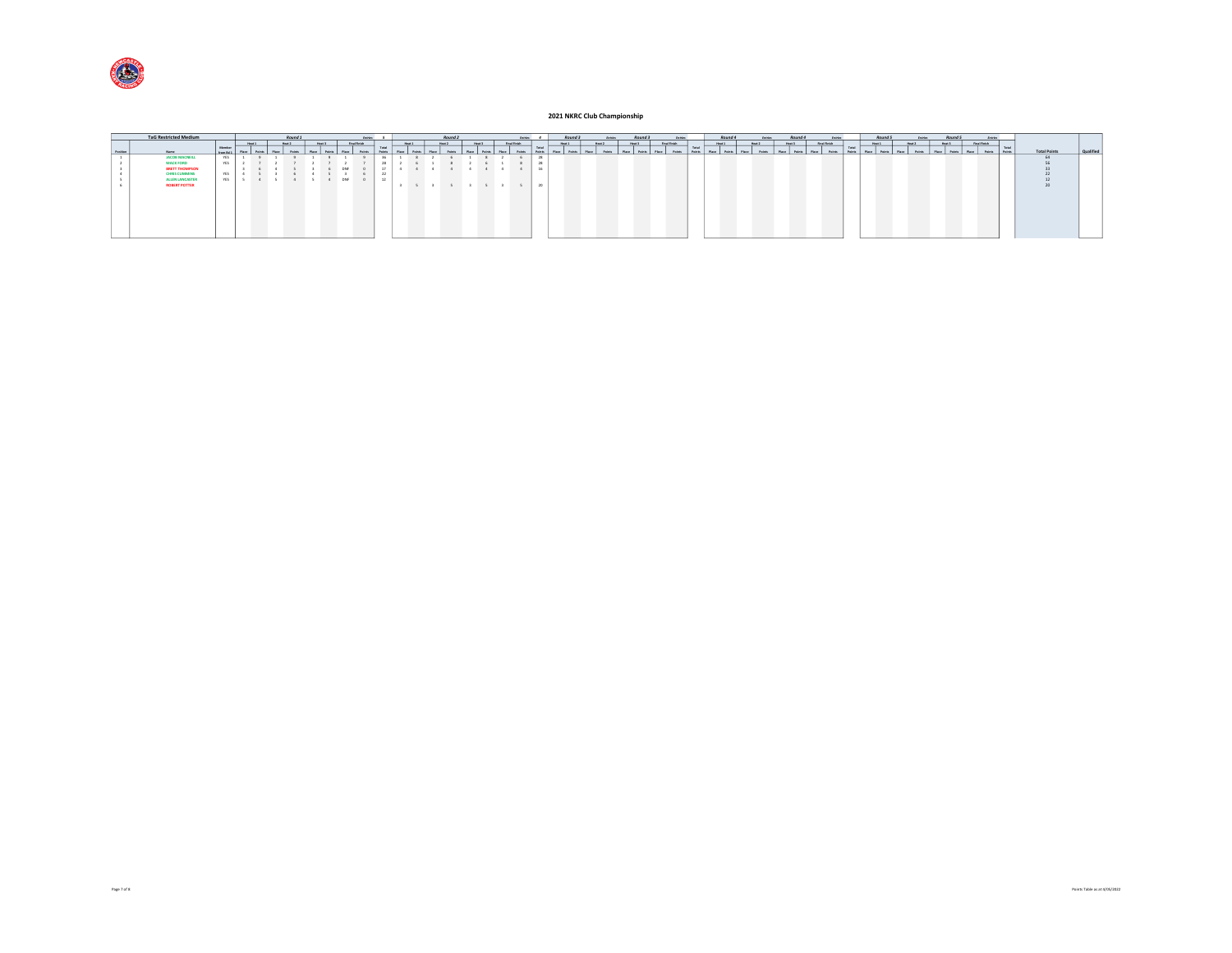## 2021 NKRC Club Championship

| TaG Restricted Medium | | | Round 1 (Entries: 5) | | | | | | | | | Round 2 (Entries: 4) | | | | | | | | | Round 3 (Entries:) | | | | | | | | | Round 4 (Entries:) | | | | | | | | | Round 5 (Entries:) | | | | | | | | | | |
|---|---|---|---|---|---|---|---|---|---|---|---|---|---|---|---|---|---|---|---|---|---|---|---|---|---|---|---|---|---|---|---|---|---|---|---|---|---|---|---|---|---|---|---|---|---|---|---|---|---|
| | | | Heat 1 | | Heat 2 | | Heat 3 | | Final Finish | | | Heat 1 | | Heat 2 | | Heat 3 | | Final Finish | | | Heat 1 | | Heat 2 | | Heat 3 | | Final Finish | | | Heat 1 | | Heat 2 | | Heat 3 | | Final Finish | | | Heat 1 | | Heat 2 | | Heat 3 | | Final Finish | | | | |
| Position | Name | Member from Rd 1 | Place | Points | Place | Points | Place | Points | Place | Points | Total Points | Place | Points | Place | Points | Place | Points | Place | Points | Total Points | Place | Points | Place | Points | Place | Points | Place | Points | Total Points | Place | Points | Place | Points | Place | Points | Place | Points | Total Points | Place | Points | Place | Points | Place | Points | Place | Points | Total Points | Total Points | Qualified |
| 1 | JACOB MACNEILL | YES | 1 | 9 | 1 | 9 | 1 | 9 | 1 | 9 | 36 | 1 | 8 | 2 | 6 | 1 | 8 | 2 | 6 | 28 | | | | | | | | | | | | | | | | | | | | | | | | | | | | 64 | |
| 2 | MACK FORD | YES | 2 | 7 | 2 | 7 | 2 | 7 | 2 | 7 | 28 | 2 | 6 | 1 | 8 | 2 | 6 | 1 | 8 | 28 | | | | | | | | | | | | | | | | | | | | | | | | | | | | 56 | |
| 3 | BRETT THOMPSON | | 3 | 6 | 4 | 5 | 3 | 6 | DNF | 0 | 17 | 4 | 4 | 4 | 4 | 4 | 4 | 4 | 4 | 16 | | | | | | | | | | | | | | | | | | | | | | | | | | | | 33 | |
| 4 | CHRIS LUBBERS | YES | 4 | 5 | 3 | 6 | 4 | 5 | 3 | 6 | 22 | | | | | | | | | | | | | | | | | | | | | | | | | | | | | | | | | | | | | 22 | |
| 5 | ALLEN LANCASTER | YES | 5 | 4 | 5 | 4 | 5 | 4 | DNF | 0 | 12 | | | | | | | | | | | | | | | | | | | | | | | | | | | | | | | | | | | | | 12 | |
| 6 | ROBERT POTTER | | | | | | | | | | | 3 | 5 | 3 | 5 | 3 | 5 | 3 | 5 | 20 | | | | | | | | | | | | | | | | | | | | | | | | | | | | 20 | |

Points Table as at 4/05/2022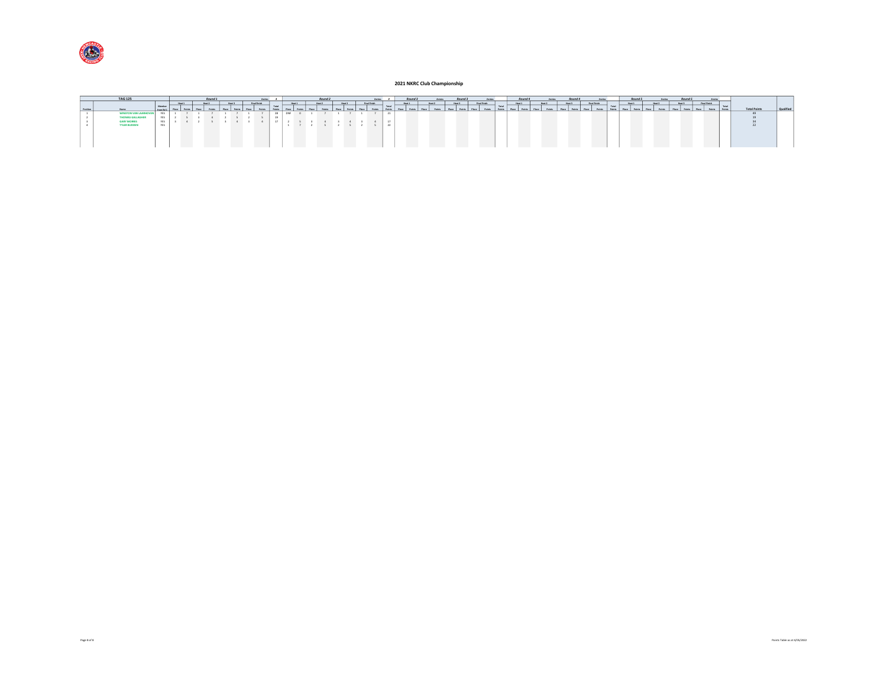## 2021 NKRC Club Championship

| TAG 125 | | | Round 1 (Entries 3) | | | | | | | | | Round 2 (Entries 3) | | | | | | | | | Round 3 | | | | | | | | | Round 4 | | | | | | | | | Round 5 | | | | | | | | | | |
|---|---|---|---|---|---|---|---|---|---|---|---|---|---|---|---|---|---|---|---|---|---|---|---|---|---|---|---|---|---|---|---|---|---|---|---|---|---|---|---|---|---|---|---|---|---|---|---|---|---|
| | | | Heat 1 | | Heat 2 | | Heat 3 | | Final Finish | | | Heat 1 | | Heat 2 | | Heat 3 | | Final Finish | | | Heat 1 | | Heat 2 | | Heat 3 | | Final Finish | | | Heat 1 | | Heat 2 | | Heat 3 | | Final Finish | | | Heat 1 | | Heat 2 | | Heat 3 | | Final Finish | | | | |
| Position | Name | Member from Rd 1 | Place | Points | Place | Points | Place | Points | Place | Points | Total Points | Place | Points | Place | Points | Place | Points | Place | Points | Total Points | Place | Points | Place | Points | Place | Points | Place | Points | Total Points | Place | Points | Place | Points | Place | Points | Place | Points | Total Points | Place | Points | Place | Points | Place | Points | Place | Points | Total Points | Total Points | Qualified |
| 1 | WINSTON VAN LAARHOVEN | YES | 1 | 7 | 1 | 7 | 1 | 7 | 1 | 7 | 28 | DNP | 0 | 1 | 7 | 1 | 7 | 1 | 7 | 21 | | | | | | | | | | | | | | | | | | | | | | | | | | | | | 49 | |
| 2 | THOMAS GALLAGHER | YES | 2 | 5 | 3 | 4 | 2 | 5 | 2 | 5 | 19 | | | | | | | | | | | | | | | | | | | | | | | | | | | | | | | | | | | | | | 19 | |
| 3 | GARY MORRIS | YES | 3 | 4 | 2 | 5 | 3 | 4 | 3 | 4 | 17 | 2 | 5 | 3 | 4 | 3 | 4 | 3 | 4 | 17 | | | | | | | | | | | | | | | | | | | | | | | | | | | | | 34 | |
| 4 | TYLER BUDDEN | YES | | | | | | | | | | 1 | 7 | 2 | 5 | 2 | 5 | 2 | 5 | 22 | | | | | | | | | | | | | | | | | | | | | | | | | | | | | 22 | |